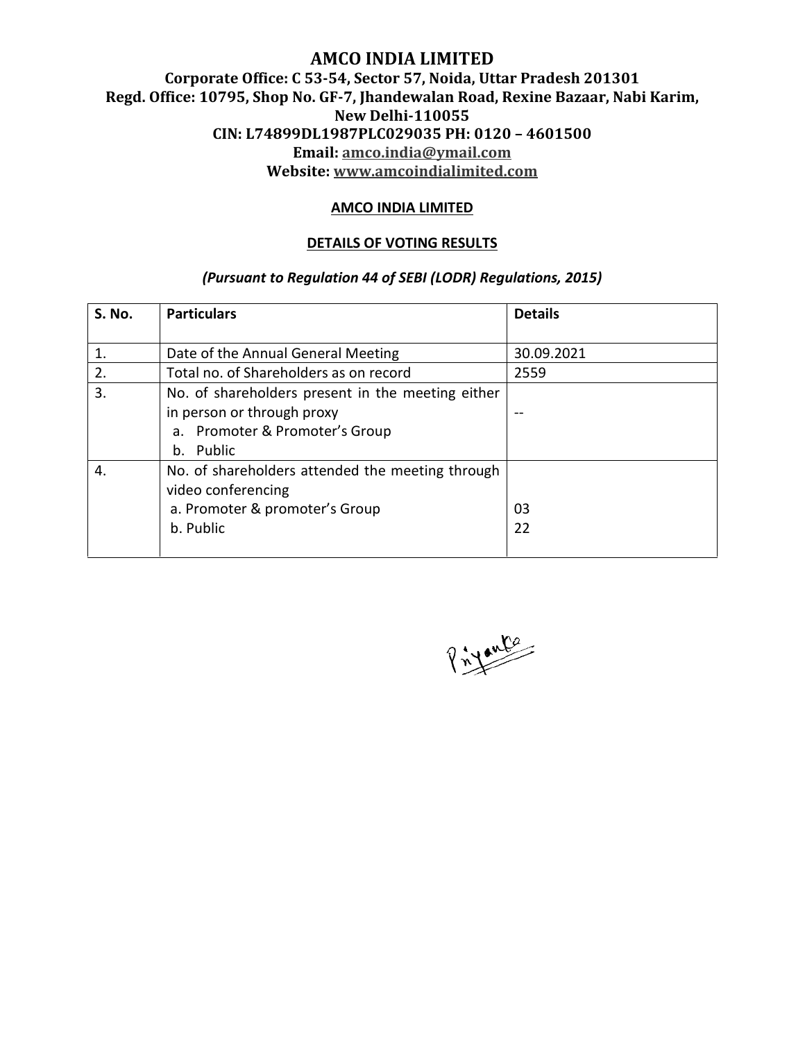# AMCO INDIA LIMITED

**Corporate Office: C 53-54, Sector 57, Noida, Uttar Pradesh 201301**
**Regd. Office: 10795, Shop No. GF-7, Jhandewalan Road, Rexine Bazaar, Nabi Karim, New Delhi-110055**
**CIN: L74899DL1987PLC029035 PH: 0120 – 4601500**
**Email: amco.india@ymail.com**
**Website: www.amcoindialimited.com**

**AMCO INDIA LIMITED**

**DETAILS OF VOTING RESULTS**

***(Pursuant to Regulation 44 of SEBI (LODR) Regulations, 2015)***

| S. No. | Particulars | Details |
|---|---|---|
| 1. | Date of the Annual General Meeting | 30.09.2021 |
| 2. | Total no. of Shareholders as on record | 2559 |
| 3. | No. of shareholders present in the meeting either in person or through proxy<br>a. Promoter & Promoter's Group<br>b. Public | -- |
| 4. | No. of shareholders attended the meeting through video conferencing<br>a. Promoter & promoter's Group<br>b. Public | <br><br>03<br>22 |

Priyanka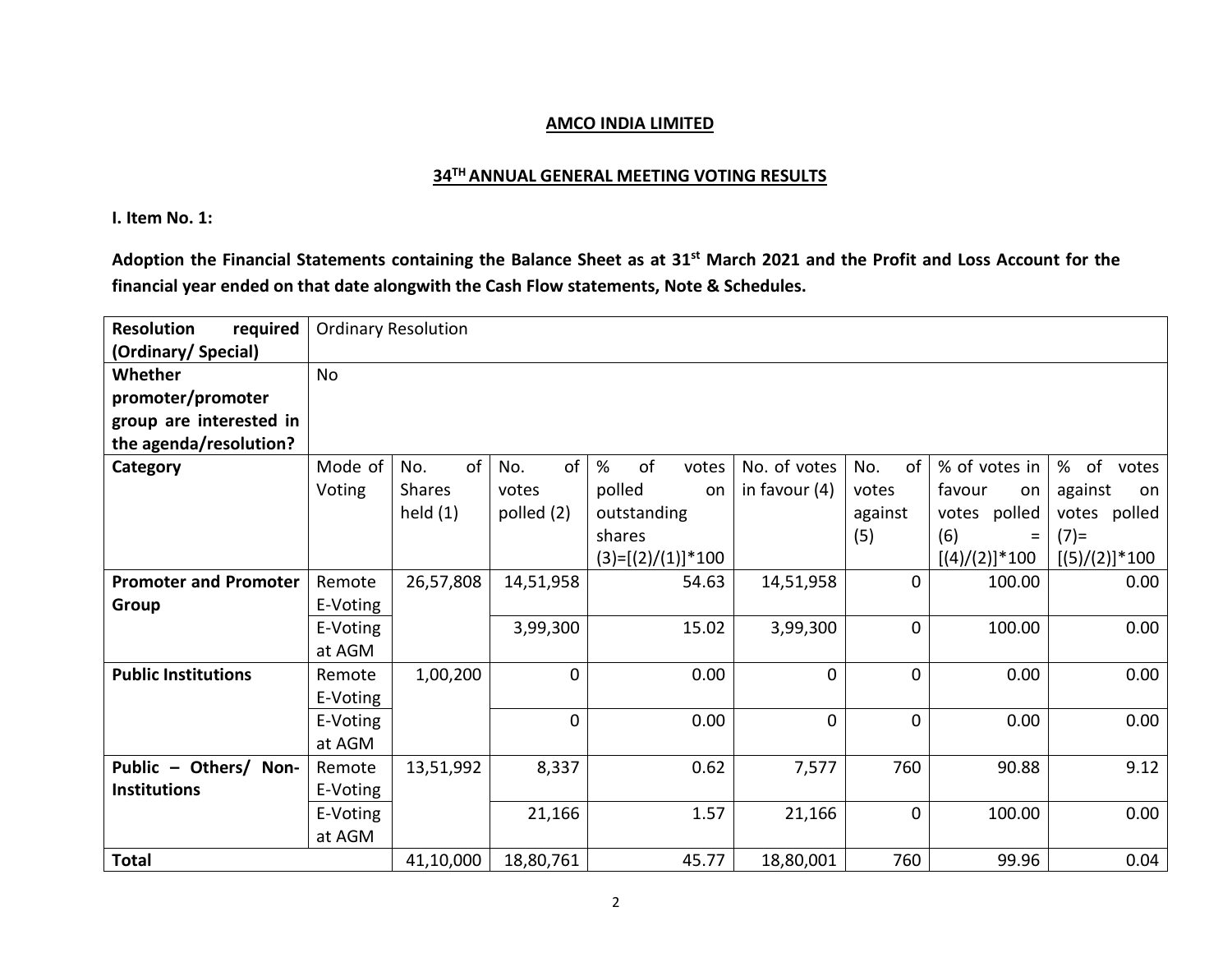## AMCO INDIA LIMITED

## 34[TH] ANNUAL GENERAL MEETING VOTING RESULTS

**I. Item No. 1:**

**Adoption the Financial Statements containing the Balance Sheet as at 31[st] March 2021 and the Profit and Loss Account for the financial year ended on that date alongwith the Cash Flow statements, Note & Schedules.**

| **Resolution required (Ordinary/ Special)** | Ordinary Resolution | | | | | | | |
|---|---|---|---|---|---|---|---|---|
| **Whether promoter/promoter group are interested in the agenda/resolution?** | No | | | | | | | |
| **Category** | Mode of Voting | No. of Shares held (1) | No. of votes polled (2) | % of votes polled on outstanding shares (3)=[(2)/(1)]*100 | No. of votes in favour (4) | No. of votes against (5) | % of votes in favour on votes polled (6) = [(4)/(2)]*100 | % of votes against on votes polled (7)= [(5)/(2)]*100 |
| **Promoter and Promoter Group** | Remote E-Voting | 26,57,808 | 14,51,958 | 54.63 | 14,51,958 | 0 | 100.00 | 0.00 |
| | E-Voting at AGM | | 3,99,300 | 15.02 | 3,99,300 | 0 | 100.00 | 0.00 |
| **Public Institutions** | Remote E-Voting | 1,00,200 | 0 | 0.00 | 0 | 0 | 0.00 | 0.00 |
| | E-Voting at AGM | | 0 | 0.00 | 0 | 0 | 0.00 | 0.00 |
| **Public – Others/ Non-Institutions** | Remote E-Voting | 13,51,992 | 8,337 | 0.62 | 7,577 | 760 | 90.88 | 9.12 |
| | E-Voting at AGM | | 21,166 | 1.57 | 21,166 | 0 | 100.00 | 0.00 |
| **Total** | | 41,10,000 | 18,80,761 | 45.77 | 18,80,001 | 760 | 99.96 | 0.04 |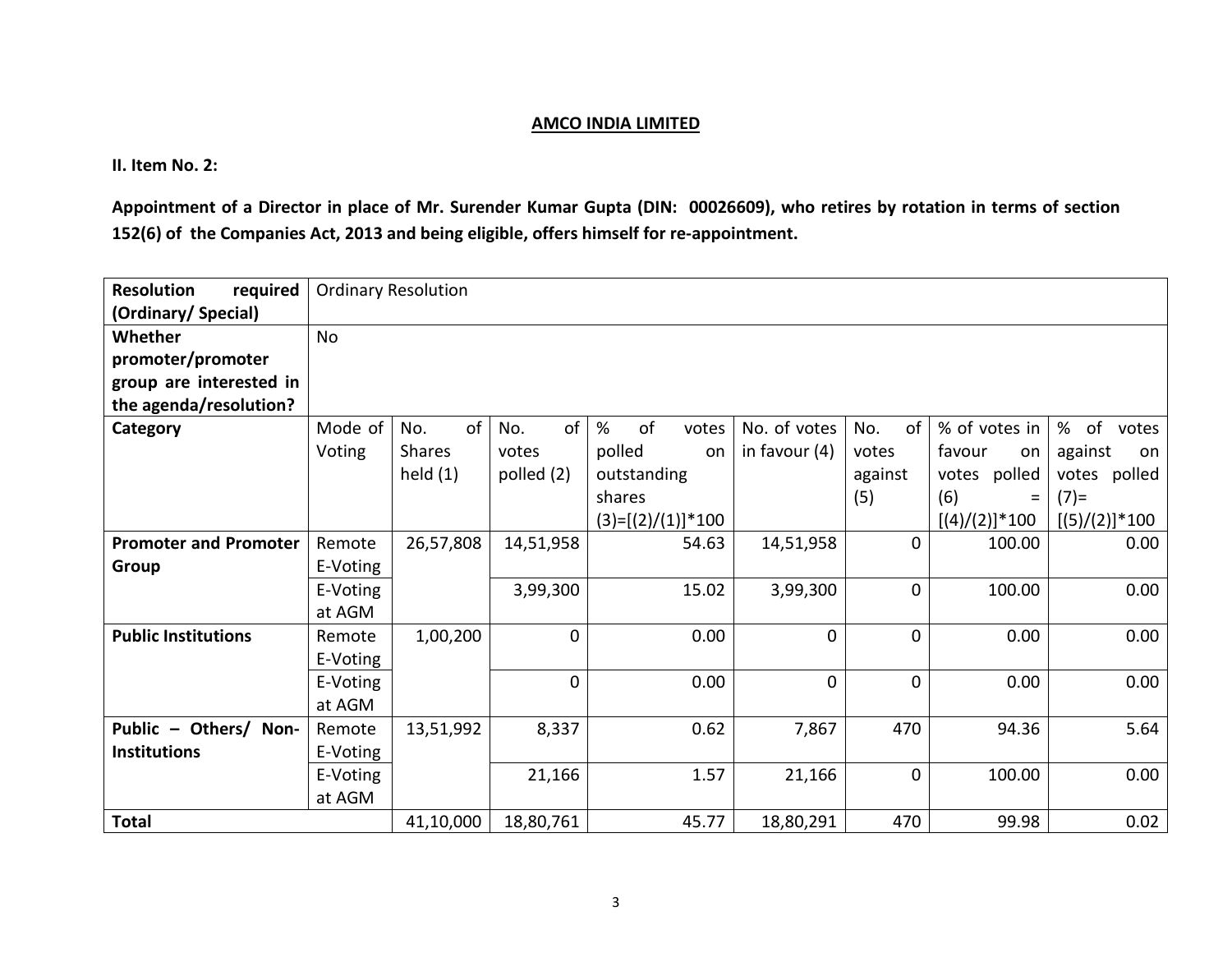## AMCO INDIA LIMITED

**II. Item No. 2:**

**Appointment of a Director in place of Mr. Surender Kumar Gupta (DIN: 00026609), who retires by rotation in terms of section 152(6) of the Companies Act, 2013 and being eligible, offers himself for re-appointment.**

| **Resolution required (Ordinary/ Special)** | Ordinary Resolution | | | | | | | |
|---|---|---|---|---|---|---|---|---|
| **Whether promoter/promoter group are interested in the agenda/resolution?** | No | | | | | | | |
| **Category** | Mode of Voting | No. of Shares held (1) | No. of votes polled (2) | % of votes polled on outstanding shares (3)=[(2)/(1)]*100 | No. of votes in favour (4) | No. of votes against (5) | % of votes in favour on votes polled (6) = [(4)/(2)]*100 | % of votes against on votes polled (7)= [(5)/(2)]*100 |
| **Promoter and Promoter Group** | Remote E-Voting | 26,57,808 | 14,51,958 | 54.63 | 14,51,958 | 0 | 100.00 | 0.00 |
| | E-Voting at AGM | | 3,99,300 | 15.02 | 3,99,300 | 0 | 100.00 | 0.00 |
| **Public Institutions** | Remote E-Voting | 1,00,200 | 0 | 0.00 | 0 | 0 | 0.00 | 0.00 |
| | E-Voting at AGM | | 0 | 0.00 | 0 | 0 | 0.00 | 0.00 |
| **Public – Others/ Non-Institutions** | Remote E-Voting | 13,51,992 | 8,337 | 0.62 | 7,867 | 470 | 94.36 | 5.64 |
| | E-Voting at AGM | | 21,166 | 1.57 | 21,166 | 0 | 100.00 | 0.00 |
| **Total** | | 41,10,000 | 18,80,761 | 45.77 | 18,80,291 | 470 | 99.98 | 0.02 |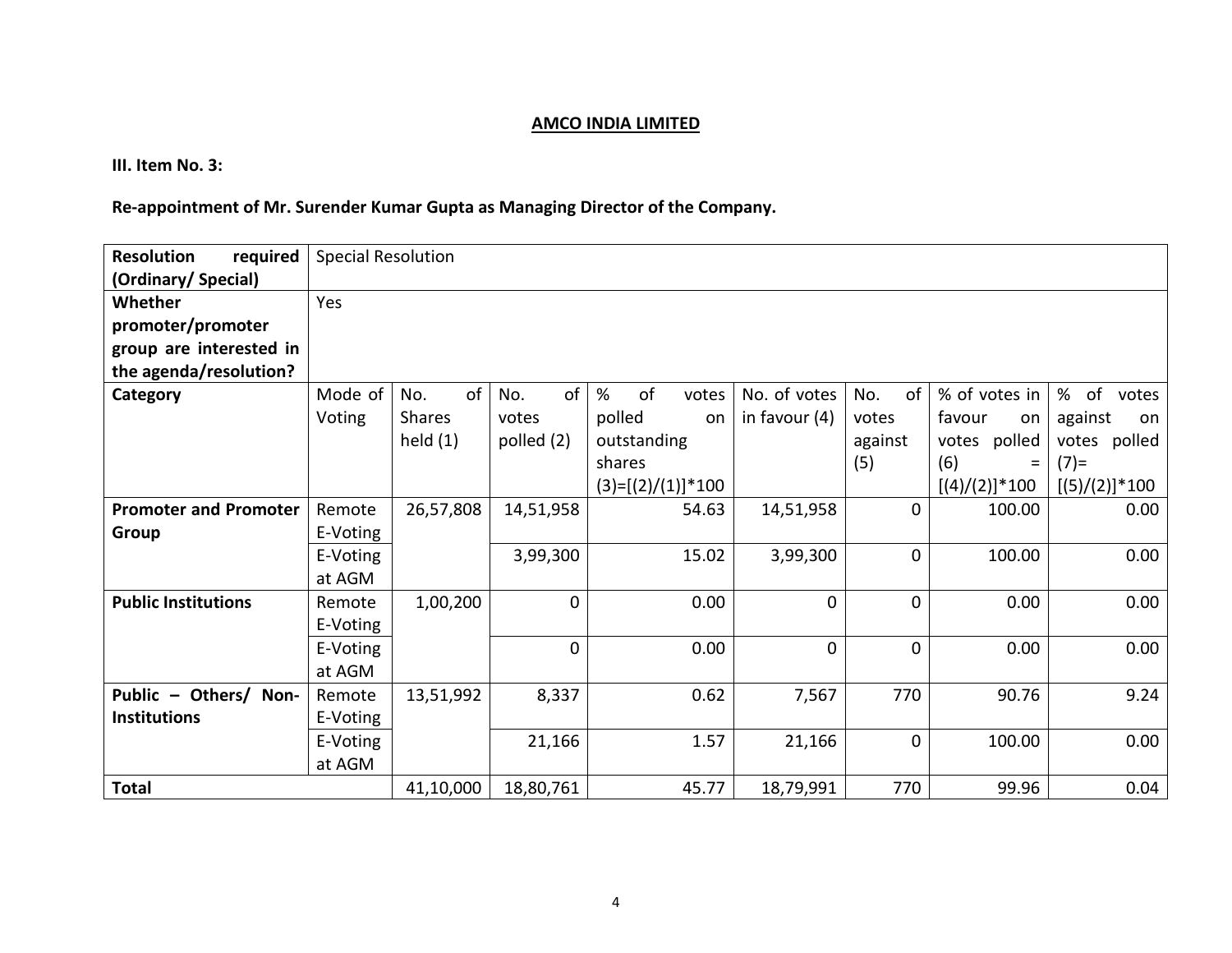**AMCO INDIA LIMITED**

**III. Item No. 3:**

**Re-appointment of Mr. Surender Kumar Gupta as Managing Director of the Company.**

| **Resolution required (Ordinary/ Special)** | Special Resolution | | | | | | | |
|---|---|---|---|---|---|---|---|---|
| **Whether promoter/promoter group are interested in the agenda/resolution?** | Yes | | | | | | | |
| **Category** | Mode of Voting | No. of Shares held (1) | No. of votes polled (2) | % of votes polled on outstanding shares (3)=[(2)/(1)]*100 | No. of votes in favour (4) | No. of votes against (5) | % of votes in favour on votes polled (6) = [(4)/(2)]*100 | % of votes against on votes polled (7)= [(5)/(2)]*100 |
| **Promoter and Promoter Group** | Remote E-Voting | 26,57,808 | 14,51,958 | 54.63 | 14,51,958 | 0 | 100.00 | 0.00 |
| | E-Voting at AGM | | 3,99,300 | 15.02 | 3,99,300 | 0 | 100.00 | 0.00 |
| **Public Institutions** | Remote E-Voting | 1,00,200 | 0 | 0.00 | 0 | 0 | 0.00 | 0.00 |
| | E-Voting at AGM | | 0 | 0.00 | 0 | 0 | 0.00 | 0.00 |
| **Public – Others/ Non-Institutions** | Remote E-Voting | 13,51,992 | 8,337 | 0.62 | 7,567 | 770 | 90.76 | 9.24 |
| | E-Voting at AGM | | 21,166 | 1.57 | 21,166 | 0 | 100.00 | 0.00 |
| **Total** | | 41,10,000 | 18,80,761 | 45.77 | 18,79,991 | 770 | 99.96 | 0.04 |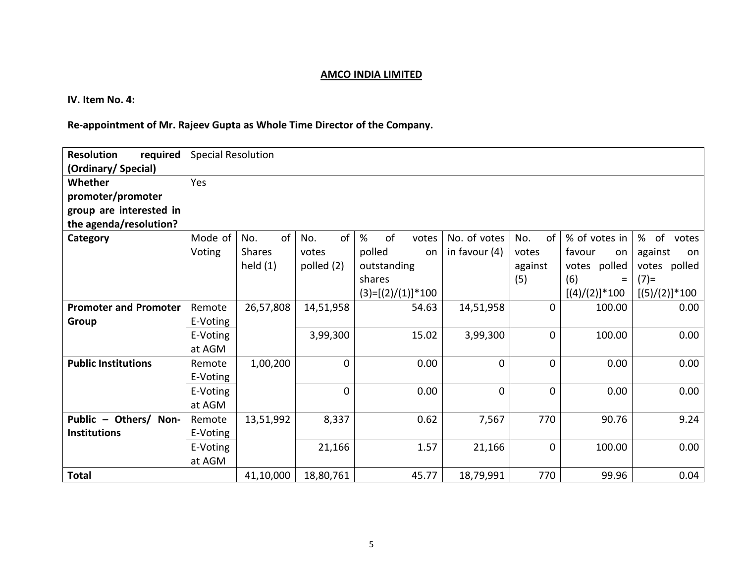**AMCO INDIA LIMITED**

**IV. Item No. 4:**

**Re-appointment of Mr. Rajeev Gupta as Whole Time Director of the Company.**

| **Resolution required (Ordinary/ Special)** | Special Resolution | | | | | | | | |
|---|---|---|---|---|---|---|---|---|---|
| **Whether promoter/promoter group are interested in the agenda/resolution?** | Yes | | | | | | | | |
| **Category** | Mode of Voting | No. of Shares held (1) | No. of votes polled (2) | % of votes polled on outstanding shares (3)=[(2)/(1)]*100 | No. of votes in favour (4) | No. of votes against (5) | % of votes in favour on votes polled (6) = [(4)/(2)]*100 | % of votes against on votes polled (7)= [(5)/(2)]*100 |
| **Promoter and Promoter Group** | Remote E-Voting | 26,57,808 | 14,51,958 | 54.63 | 14,51,958 | 0 | 100.00 | 0.00 |
| | E-Voting at AGM | | 3,99,300 | 15.02 | 3,99,300 | 0 | 100.00 | 0.00 |
| **Public Institutions** | Remote E-Voting | 1,00,200 | 0 | 0.00 | 0 | 0 | 0.00 | 0.00 |
| | E-Voting at AGM | | 0 | 0.00 | 0 | 0 | 0.00 | 0.00 |
| **Public – Others/ Non-Institutions** | Remote E-Voting | 13,51,992 | 8,337 | 0.62 | 7,567 | 770 | 90.76 | 9.24 |
| | E-Voting at AGM | | 21,166 | 1.57 | 21,166 | 0 | 100.00 | 0.00 |
| **Total** | | 41,10,000 | 18,80,761 | 45.77 | 18,79,991 | 770 | 99.96 | 0.04 |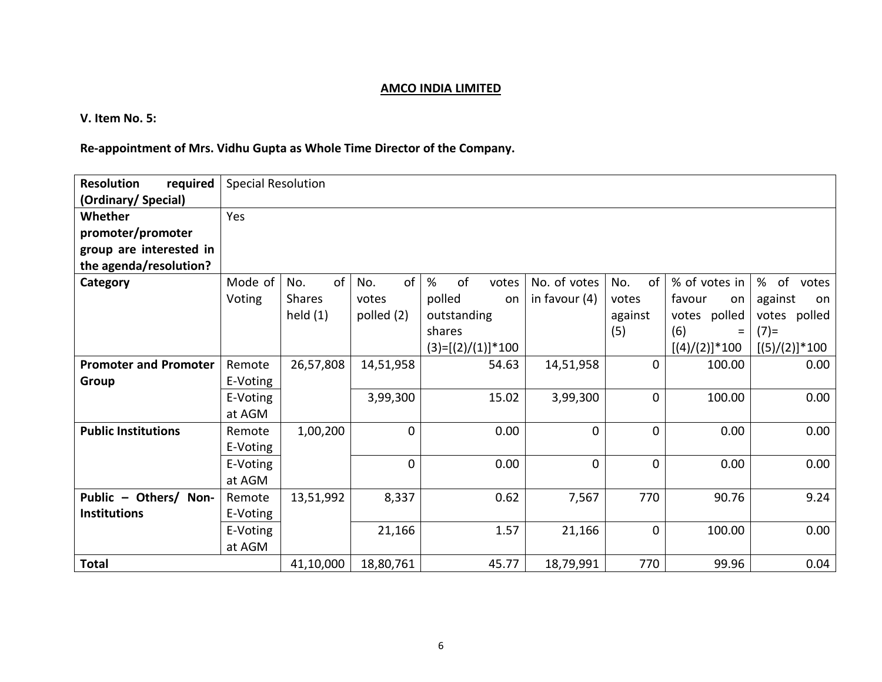## AMCO INDIA LIMITED

**V. Item No. 5:**

**Re-appointment of Mrs. Vidhu Gupta as Whole Time Director of the Company.**

| **Resolution required (Ordinary/ Special)** | Special Resolution | | | | | | | |
|---|---|---|---|---|---|---|---|---|
| **Whether promoter/promoter group are interested in the agenda/resolution?** | Yes | | | | | | | |
| **Category** | Mode of Voting | No. of Shares held (1) | No. of votes polled (2) | % of votes polled on outstanding shares (3)=[(2)/(1)]*100 | No. of votes in favour (4) | No. of votes against (5) | % of votes in favour on votes polled (6) = [(4)/(2)]*100 | % of votes against on votes polled (7)= [(5)/(2)]*100 |
| **Promoter and Promoter Group** | Remote E-Voting | 26,57,808 | 14,51,958 | 54.63 | 14,51,958 | 0 | 100.00 | 0.00 |
| | E-Voting at AGM | | 3,99,300 | 15.02 | 3,99,300 | 0 | 100.00 | 0.00 |
| **Public Institutions** | Remote E-Voting | 1,00,200 | 0 | 0.00 | 0 | 0 | 0.00 | 0.00 |
| | E-Voting at AGM | | 0 | 0.00 | 0 | 0 | 0.00 | 0.00 |
| **Public – Others/ Non-Institutions** | Remote E-Voting | 13,51,992 | 8,337 | 0.62 | 7,567 | 770 | 90.76 | 9.24 |
| | E-Voting at AGM | | 21,166 | 1.57 | 21,166 | 0 | 100.00 | 0.00 |
| **Total** | | 41,10,000 | 18,80,761 | 45.77 | 18,79,991 | 770 | 99.96 | 0.04 |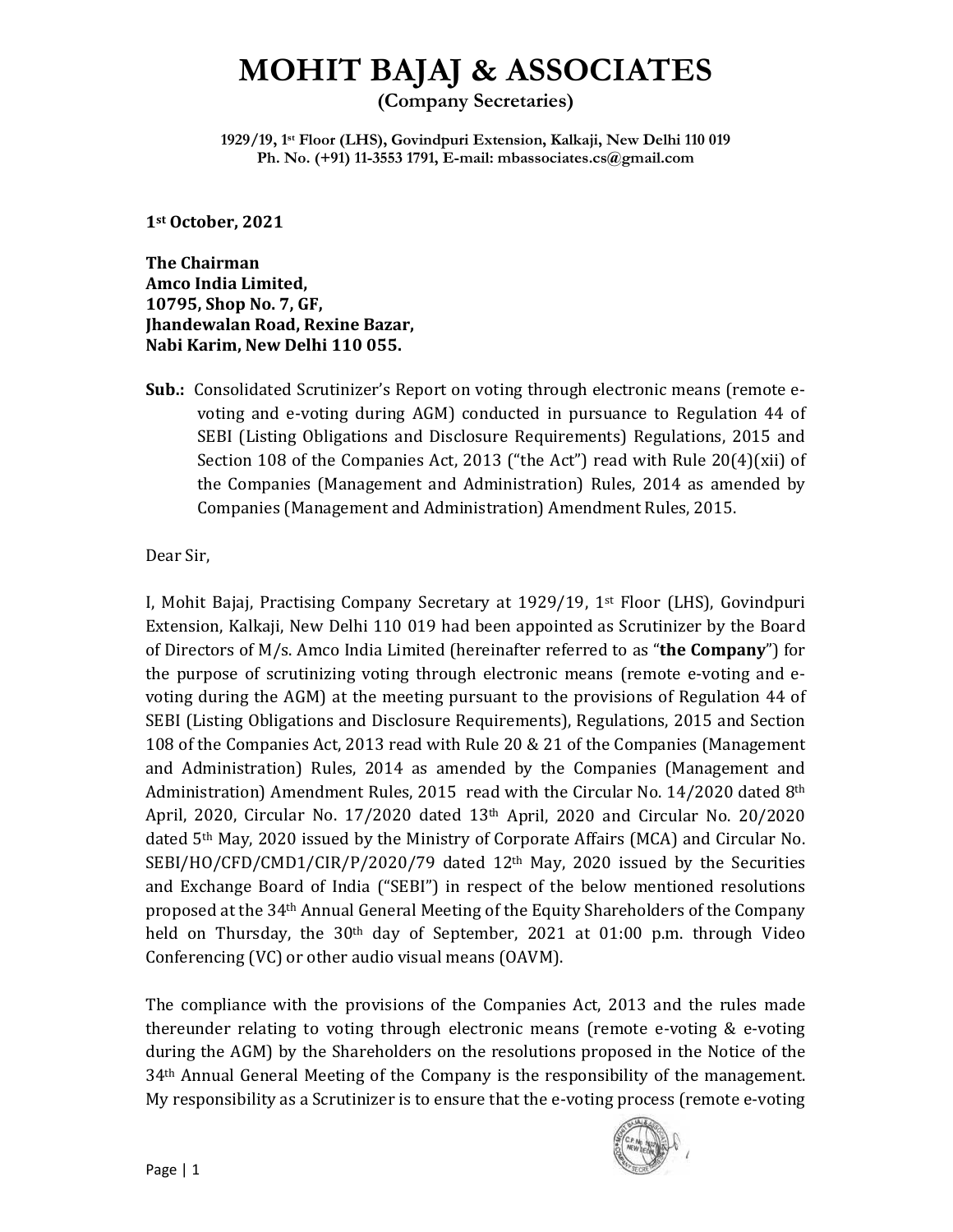# MOHIT BAJAJ & ASSOCIATES

**(Company Secretaries)**

**1929/19, 1st Floor (LHS), Govindpuri Extension, Kalkaji, New Delhi 110 019**
**Ph. No. (+91) 11-3553 1791, E-mail: mbassociates.cs@gmail.com**

**1st October, 2021**

**The Chairman**
**Amco India Limited,**
**10795, Shop No. 7, GF,**
**Jhandewalan Road, Rexine Bazar,**
**Nabi Karim, New Delhi 110 055.**

**Sub.:** Consolidated Scrutinizer's Report on voting through electronic means (remote e-voting and e-voting during AGM) conducted in pursuance to Regulation 44 of SEBI (Listing Obligations and Disclosure Requirements) Regulations, 2015 and Section 108 of the Companies Act, 2013 ("the Act") read with Rule 20(4)(xii) of the Companies (Management and Administration) Rules, 2014 as amended by Companies (Management and Administration) Amendment Rules, 2015.

Dear Sir,

I, Mohit Bajaj, Practising Company Secretary at 1929/19, 1st Floor (LHS), Govindpuri Extension, Kalkaji, New Delhi 110 019 had been appointed as Scrutinizer by the Board of Directors of M/s. Amco India Limited (hereinafter referred to as "**the Company**") for the purpose of scrutinizing voting through electronic means (remote e-voting and e-voting during the AGM) at the meeting pursuant to the provisions of Regulation 44 of SEBI (Listing Obligations and Disclosure Requirements), Regulations, 2015 and Section 108 of the Companies Act, 2013 read with Rule 20 & 21 of the Companies (Management and Administration) Rules, 2014 as amended by the Companies (Management and Administration) Amendment Rules, 2015 read with the Circular No. 14/2020 dated 8th April, 2020, Circular No. 17/2020 dated 13th April, 2020 and Circular No. 20/2020 dated 5th May, 2020 issued by the Ministry of Corporate Affairs (MCA) and Circular No. SEBI/HO/CFD/CMD1/CIR/P/2020/79 dated 12th May, 2020 issued by the Securities and Exchange Board of India ("SEBI") in respect of the below mentioned resolutions proposed at the 34th Annual General Meeting of the Equity Shareholders of the Company held on Thursday, the 30th day of September, 2021 at 01:00 p.m. through Video Conferencing (VC) or other audio visual means (OAVM).

The compliance with the provisions of the Companies Act, 2013 and the rules made thereunder relating to voting through electronic means (remote e-voting & e-voting during the AGM) by the Shareholders on the resolutions proposed in the Notice of the 34th Annual General Meeting of the Company is the responsibility of the management. My responsibility as a Scrutinizer is to ensure that the e-voting process (remote e-voting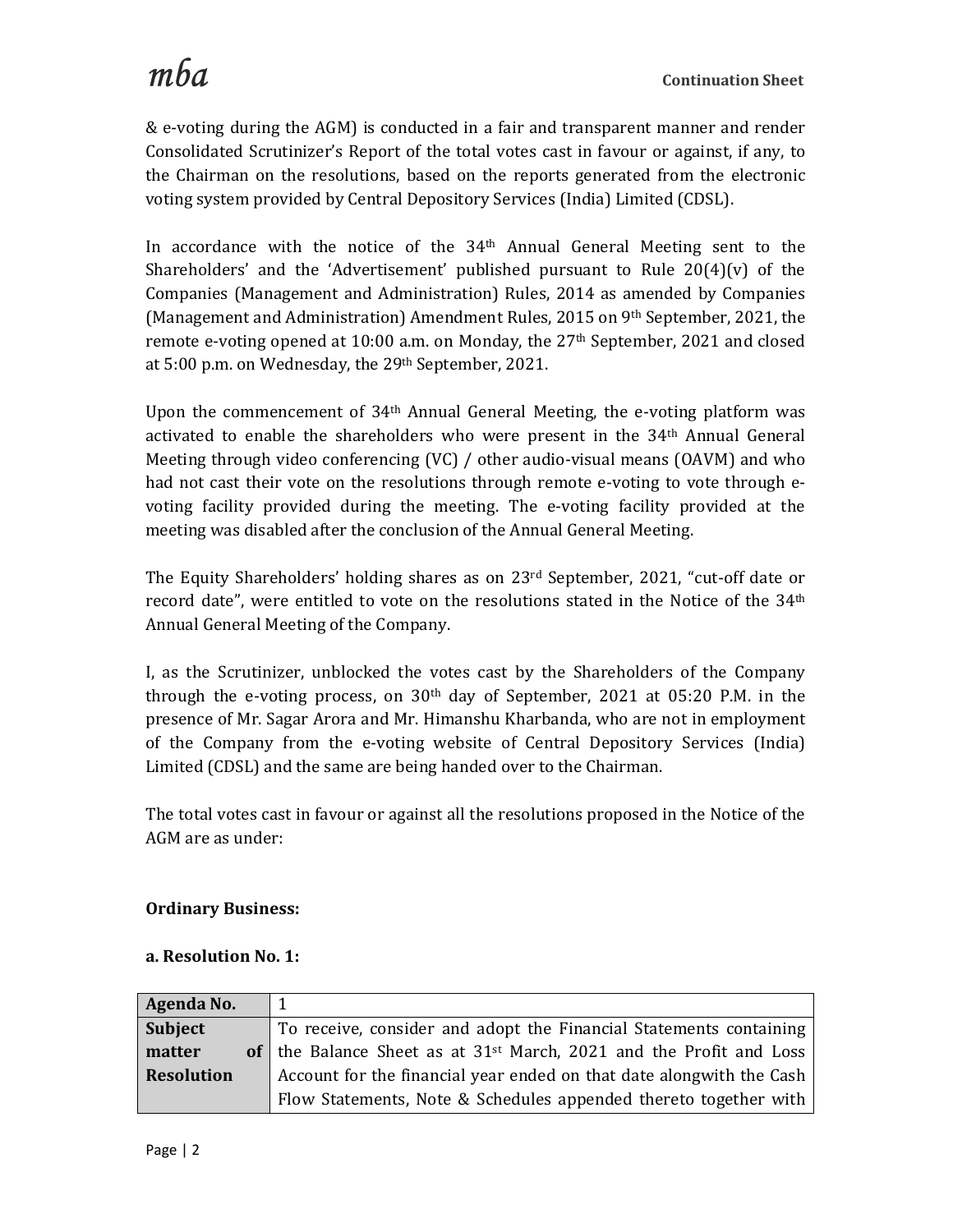& e-voting during the AGM) is conducted in a fair and transparent manner and render Consolidated Scrutinizer's Report of the total votes cast in favour or against, if any, to the Chairman on the resolutions, based on the reports generated from the electronic voting system provided by Central Depository Services (India) Limited (CDSL).

In accordance with the notice of the 34th Annual General Meeting sent to the Shareholders' and the 'Advertisement' published pursuant to Rule 20(4)(v) of the Companies (Management and Administration) Rules, 2014 as amended by Companies (Management and Administration) Amendment Rules, 2015 on 9th September, 2021, the remote e-voting opened at 10:00 a.m. on Monday, the 27th September, 2021 and closed at 5:00 p.m. on Wednesday, the 29th September, 2021.

Upon the commencement of 34th Annual General Meeting, the e-voting platform was activated to enable the shareholders who were present in the 34th Annual General Meeting through video conferencing (VC) / other audio-visual means (OAVM) and who had not cast their vote on the resolutions through remote e-voting to vote through e-voting facility provided during the meeting. The e-voting facility provided at the meeting was disabled after the conclusion of the Annual General Meeting.

The Equity Shareholders' holding shares as on 23rd September, 2021, "cut-off date or record date", were entitled to vote on the resolutions stated in the Notice of the 34th Annual General Meeting of the Company.

I, as the Scrutinizer, unblocked the votes cast by the Shareholders of the Company through the e-voting process, on 30th day of September, 2021 at 05:20 P.M. in the presence of Mr. Sagar Arora and Mr. Himanshu Kharbanda, who are not in employment of the Company from the e-voting website of Central Depository Services (India) Limited (CDSL) and the same are being handed over to the Chairman.

The total votes cast in favour or against all the resolutions proposed in the Notice of the AGM are as under:

**Ordinary Business:**

**a. Resolution No. 1:**

| **Agenda No.** | 1 |
|---|---|
| **Subject matter of Resolution** | To receive, consider and adopt the Financial Statements containing the Balance Sheet as at 31st March, 2021 and the Profit and Loss Account for the financial year ended on that date alongwith the Cash Flow Statements, Note & Schedules appended thereto together with |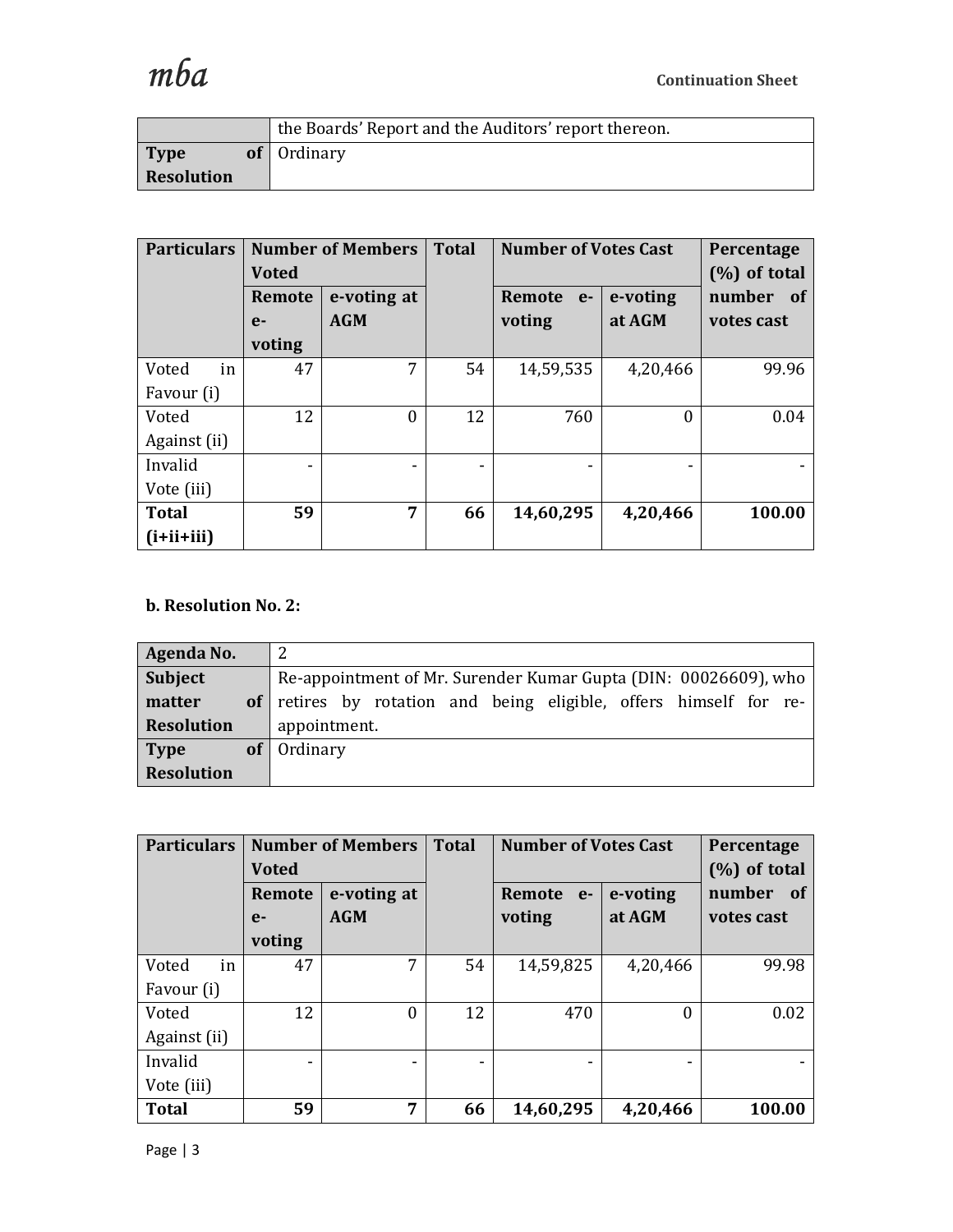| | the Boards' Report and the Auditors' report thereon. |
|---|---|
| **Type of Resolution** | Ordinary |

| **Particulars** | **Number of Members Voted** | | **Total** | **Number of Votes Cast** | | **Percentage (%) of total number of votes cast** |
|---|---|---|---|---|---|---|
| | **Remote e-voting** | **e-voting at AGM** | | **Remote e-voting** | **e-voting at AGM** | |
| Voted in Favour (i) | 47 | 7 | 54 | 14,59,535 | 4,20,466 | 99.96 |
| Voted Against (ii) | 12 | 0 | 12 | 760 | 0 | 0.04 |
| Invalid Vote (iii) | - | - | - | - | - | - |
| **Total (i+ii+iii)** | **59** | **7** | **66** | **14,60,295** | **4,20,466** | **100.00** |

**b. Resolution No. 2:**

| **Agenda No.** | 2 |
|---|---|
| **Subject matter of Resolution** | Re-appointment of Mr. Surender Kumar Gupta (DIN: 00026609), who retires by rotation and being eligible, offers himself for re-appointment. |
| **Type of Resolution** | Ordinary |

| **Particulars** | **Number of Members Voted** | | **Total** | **Number of Votes Cast** | | **Percentage (%) of total number of votes cast** |
|---|---|---|---|---|---|---|
| | **Remote e-voting** | **e-voting at AGM** | | **Remote e-voting** | **e-voting at AGM** | |
| Voted in Favour (i) | 47 | 7 | 54 | 14,59,825 | 4,20,466 | 99.98 |
| Voted Against (ii) | 12 | 0 | 12 | 470 | 0 | 0.02 |
| Invalid Vote (iii) | - | - | - | - | - | - |
| **Total** | **59** | **7** | **66** | **14,60,295** | **4,20,466** | **100.00** |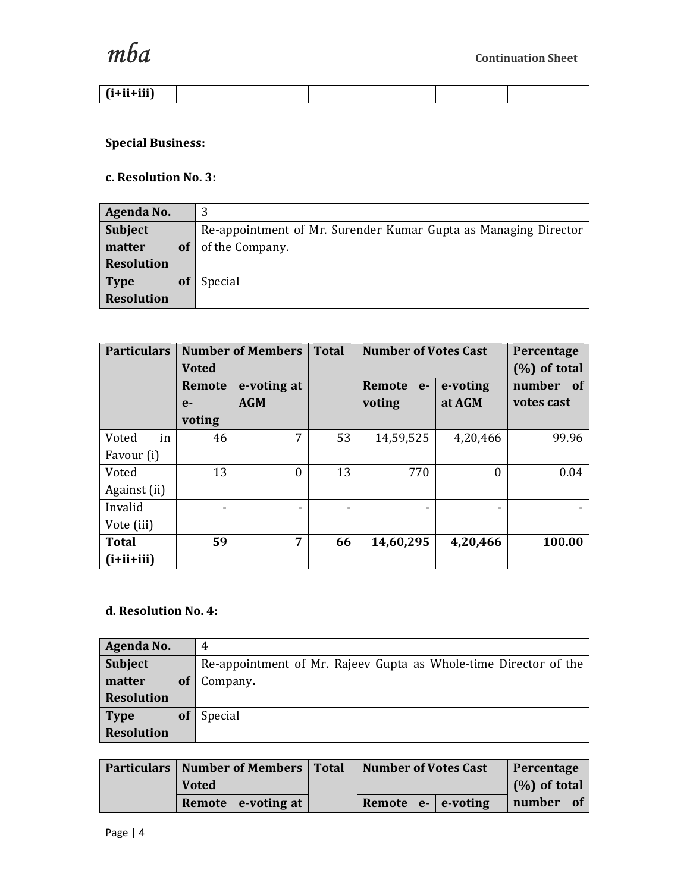| (i+ii+iii) | | | | | | |
|---|---|---|---|---|---|---|

**Special Business:**

**c. Resolution No. 3:**

| Agenda No. | 3 |
|---|---|
| Subject matter of Resolution | Re-appointment of Mr. Surender Kumar Gupta as Managing Director of the Company. |
| Type of Resolution | Special |

| Particulars | Number of Members Voted | | Total | Number of Votes Cast | | Percentage (%) of total number of votes cast |
|---|---|---|---|---|---|---|
| | Remote e-voting | e-voting at AGM | | Remote e-voting | e-voting at AGM | |
| Voted in Favour (i) | 46 | 7 | 53 | 14,59,525 | 4,20,466 | 99.96 |
| Voted Against (ii) | 13 | 0 | 13 | 770 | 0 | 0.04 |
| Invalid Vote (iii) | - | - | - | - | - | - |
| **Total (i+ii+iii)** | **59** | **7** | **66** | **14,60,295** | **4,20,466** | **100.00** |

**d. Resolution No. 4:**

| Agenda No. | 4 |
|---|---|
| Subject matter of Resolution | Re-appointment of Mr. Rajeev Gupta as Whole-time Director of the Company**.** |
| Type of Resolution | Special |

| Particulars | Number of Members Voted | | Total | Number of Votes Cast | | Percentage (%) of total number of |
|---|---|---|---|---|---|---|
| | Remote | e-voting at | | Remote e- | e-voting | |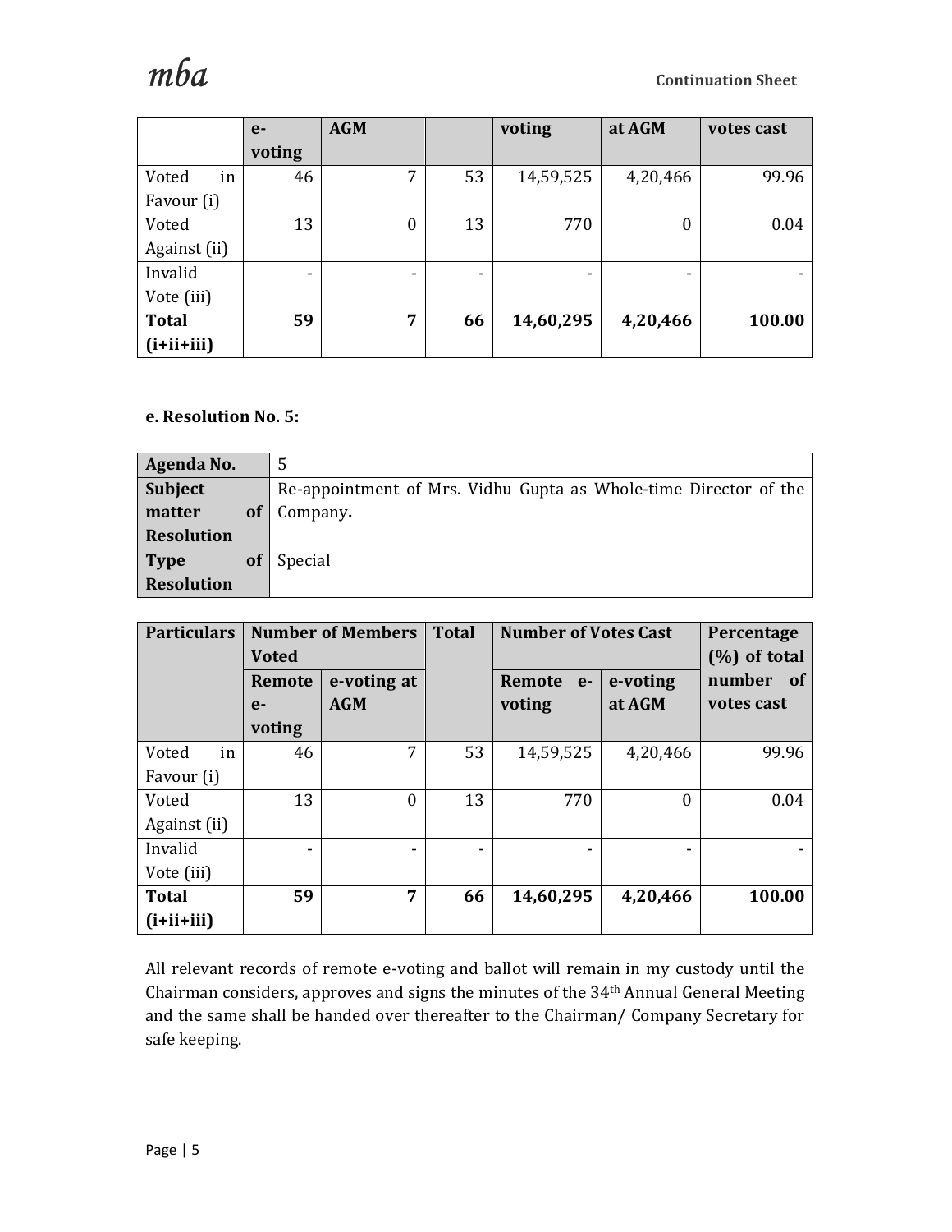| | e-voting | AGM | | voting | at AGM | votes cast |
|---|---|---|---|---|---|---|
| Voted in Favour (i) | 46 | 7 | 53 | 14,59,525 | 4,20,466 | 99.96 |
| Voted Against (ii) | 13 | 0 | 13 | 770 | 0 | 0.04 |
| Invalid Vote (iii) | - | - | - | - | - | - |
| **Total (i+ii+iii)** | **59** | **7** | **66** | **14,60,295** | **4,20,466** | **100.00** |

**e. Resolution No. 5:**

| **Agenda No.** | 5 |
|---|---|
| **Subject matter of Resolution** | Re-appointment of Mrs. Vidhu Gupta as Whole-time Director of the Company**.** |
| **Type of Resolution** | Special |

| **Particulars** | **Number of Members Voted** | | **Total** | **Number of Votes Cast** | | **Percentage (%) of total number of votes cast** |
|---|---|---|---|---|---|---|
| | **Remote e-voting** | **e-voting at AGM** | | **Remote e-voting** | **e-voting at AGM** | |
| Voted in Favour (i) | 46 | 7 | 53 | 14,59,525 | 4,20,466 | 99.96 |
| Voted Against (ii) | 13 | 0 | 13 | 770 | 0 | 0.04 |
| Invalid Vote (iii) | - | - | - | - | - | - |
| **Total (i+ii+iii)** | **59** | **7** | **66** | **14,60,295** | **4,20,466** | **100.00** |

All relevant records of remote e-voting and ballot will remain in my custody until the Chairman considers, approves and signs the minutes of the 34th Annual General Meeting and the same shall be handed over thereafter to the Chairman/ Company Secretary for safe keeping.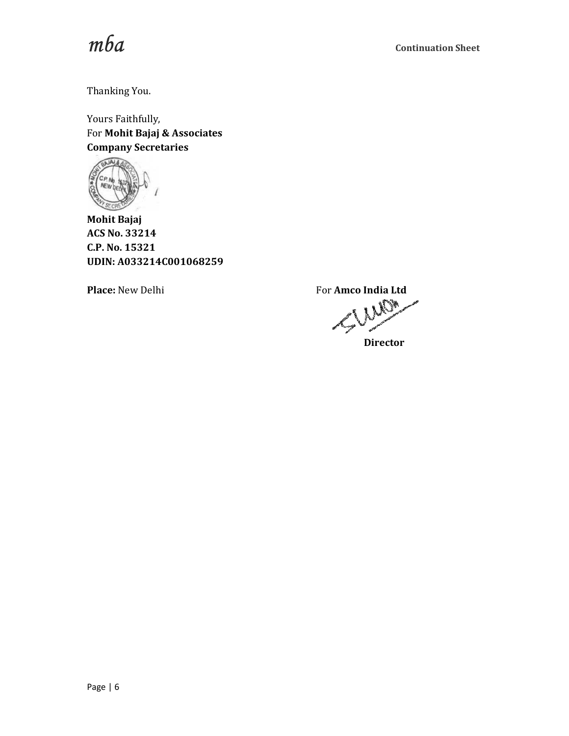Thanking You.

Yours Faithfully,
For **Mohit Bajaj & Associates**
**Company Secretaries**

**Mohit Bajaj**
**ACS No. 33214**
**C.P. No. 15321**
**UDIN: A033214C001068259**

**Place:** New Delhi

For **Amco India Ltd**

**Director**